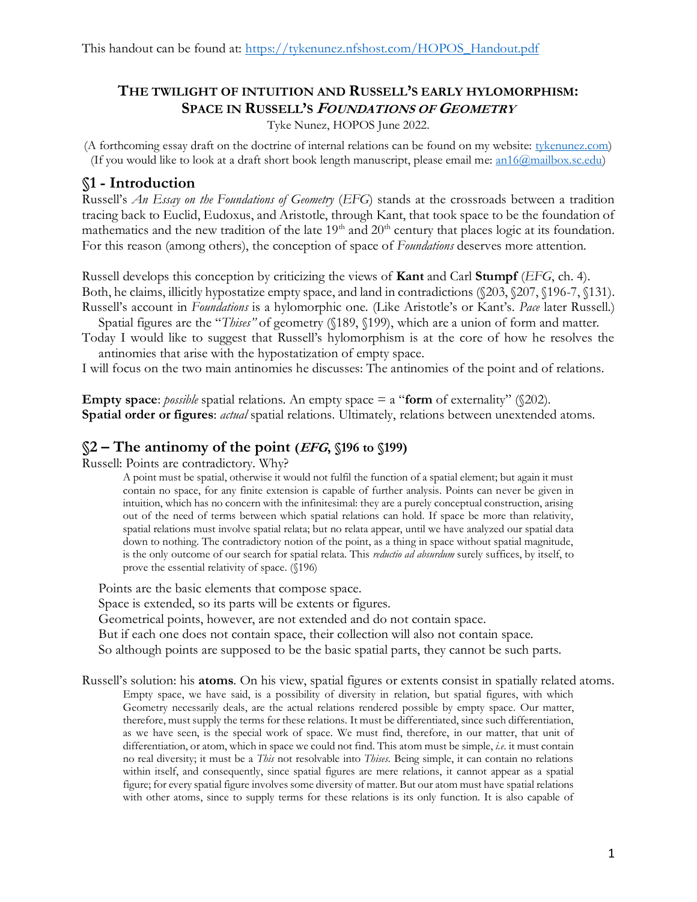This handout can be found at: https://tykenunez.nfshost.com/HOPOS_Handout.pdf

# THE TWILIGHT OF INTUITION AND RUSSELL'S EARLY HYLOMORPHISM: SPACE IN RUSSELL'S *FOUNDATIONS OF GEOMETRY*

Tyke Nunez, HOPOS June 2022.

(A forthcoming essay draft on the doctrine of internal relations can be found on my website: tykenunez.com)
(If you would like to look at a draft short book length manuscript, please email me: an16@mailbox.sc.edu)

## §1 - Introduction

Russell's *An Essay on the Foundations of Geometry* (*EFG*) stands at the crossroads between a tradition tracing back to Euclid, Eudoxus, and Aristotle, through Kant, that took space to be the foundation of mathematics and the new tradition of the late 19th and 20th century that places logic at its foundation. For this reason (among others), the conception of space of *Foundations* deserves more attention.

Russell develops this conception by criticizing the views of **Kant** and Carl **Stumpf** (*EFG*, ch. 4). Both, he claims, illicitly hypostatize empty space, and land in contradictions (§203, §207, §196-7, §131). Russell's account in *Foundations* is a hylomorphic one. (Like Aristotle's or Kant's. *Pace* later Russell.)
  Spatial figures are the "*Thises"* of geometry (§189, §199), which are a union of form and matter.
Today I would like to suggest that Russell's hylomorphism is at the core of how he resolves the antinomies that arise with the hypostatization of empty space.
I will focus on the two main antinomies he discusses: The antinomies of the point and of relations.

**Empty space**: *possible* spatial relations. An empty space = a "**form** of externality" (§202).
**Spatial order or figures**: *actual* spatial relations. Ultimately, relations between unextended atoms.

## §2 – The antinomy of the point (*EFG*, §196 to §199)

Russell: Points are contradictory. Why?

> A point must be spatial, otherwise it would not fulfil the function of a spatial element; but again it must contain no space, for any finite extension is capable of further analysis. Points can never be given in intuition, which has no concern with the infinitesimal: they are a purely conceptual construction, arising out of the need of terms between which spatial relations can hold. If space be more than relativity, spatial relations must involve spatial relata; but no relata appear, until we have analyzed our spatial data down to nothing. The contradictory notion of the point, as a thing in space without spatial magnitude, is the only outcome of our search for spatial relata. This *reductio ad absurdum* surely suffices, by itself, to prove the essential relativity of space. (§196)

Points are the basic elements that compose space.
Space is extended, so its parts will be extents or figures.
Geometrical points, however, are not extended and do not contain space.
But if each one does not contain space, their collection will also not contain space.
So although points are supposed to be the basic spatial parts, they cannot be such parts.

Russell's solution: his **atoms**. On his view, spatial figures or extents consist in spatially related atoms.

> Empty space, we have said, is a possibility of diversity in relation, but spatial figures, with which Geometry necessarily deals, are the actual relations rendered possible by empty space. Our matter, therefore, must supply the terms for these relations. It must be differentiated, since such differentiation, as we have seen, is the special work of space. We must find, therefore, in our matter, that unit of differentiation, or atom, which in space we could not find. This atom must be simple, *i.e.* it must contain no real diversity; it must be a *This* not resolvable into *Thises*. Being simple, it can contain no relations within itself, and consequently, since spatial figures are mere relations, it cannot appear as a spatial figure; for every spatial figure involves some diversity of matter. But our atom must have spatial relations with other atoms, since to supply terms for these relations is its only function. It is also capable of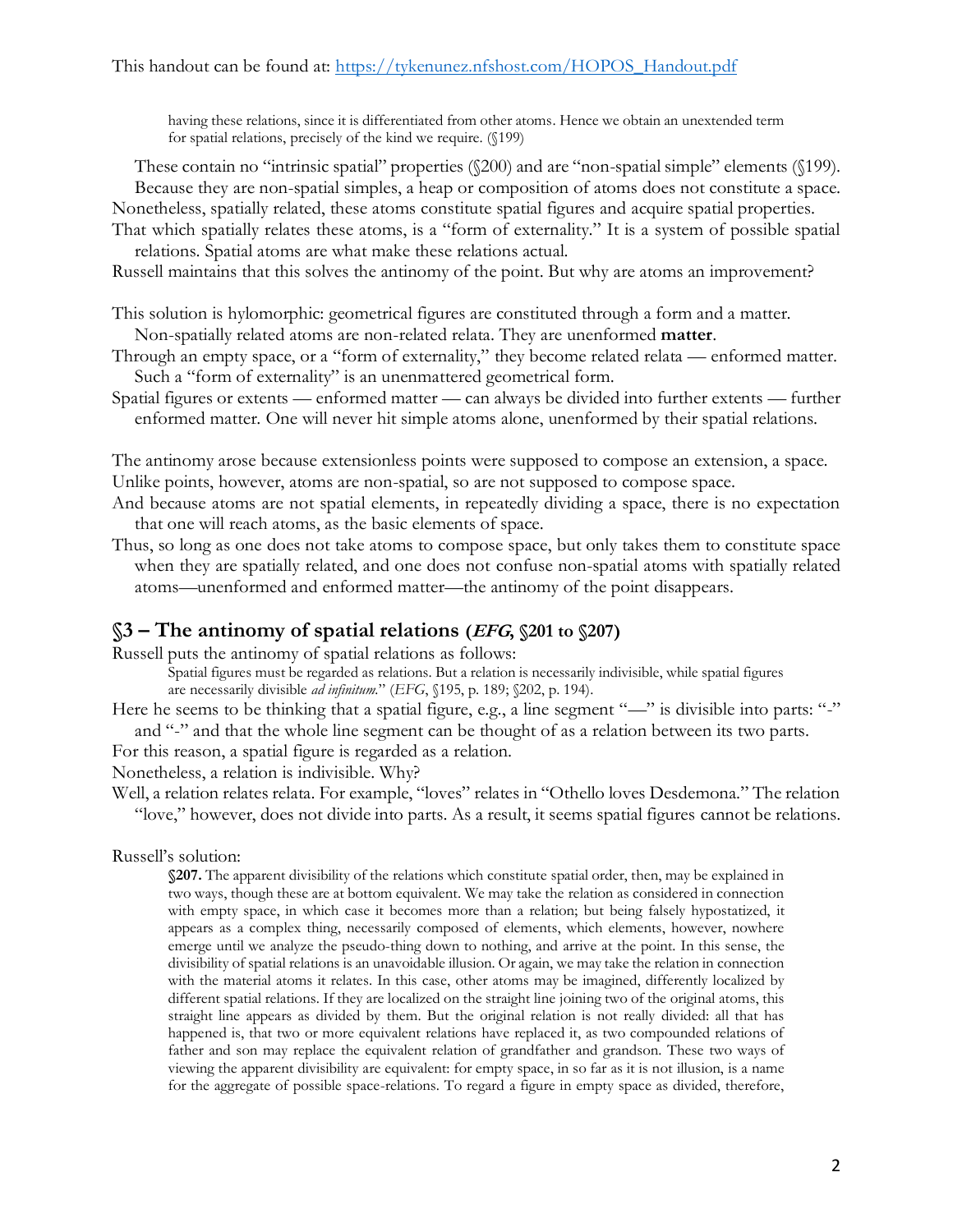> having these relations, since it is differentiated from other atoms. Hence we obtain an unextended term for spatial relations, precisely of the kind we require. (§199)

These contain no "intrinsic spatial" properties (§200) and are "non-spatial simple" elements (§199). Because they are non-spatial simples, a heap or composition of atoms does not constitute a space.

Nonetheless, spatially related, these atoms constitute spatial figures and acquire spatial properties.

That which spatially relates these atoms, is a "form of externality." It is a system of possible spatial relations. Spatial atoms are what make these relations actual.

Russell maintains that this solves the antinomy of the point. But why are atoms an improvement?

This solution is hylomorphic: geometrical figures are constituted through a form and a matter. Non-spatially related atoms are non-related relata. They are unenformed **matter**.

Through an empty space, or a "form of externality," they become related relata — enformed matter. Such a "form of externality" is an unenmattered geometrical form.

Spatial figures or extents — enformed matter — can always be divided into further extents — further enformed matter. One will never hit simple atoms alone, unenformed by their spatial relations.

The antinomy arose because extensionless points were supposed to compose an extension, a space.

Unlike points, however, atoms are non-spatial, so are not supposed to compose space.

And because atoms are not spatial elements, in repeatedly dividing a space, there is no expectation that one will reach atoms, as the basic elements of space.

Thus, so long as one does not take atoms to compose space, but only takes them to constitute space when they are spatially related, and one does not confuse non-spatial atoms with spatially related atoms—unenformed and enformed matter—the antinomy of the point disappears.

## §3 – The antinomy of spatial relations (*EFG*, §201 to §207)

Russell puts the antinomy of spatial relations as follows:

> Spatial figures must be regarded as relations. But a relation is necessarily indivisible, while spatial figures are necessarily divisible *ad infinitum*." (*EFG*, §195, p. 189; §202, p. 194).

Here he seems to be thinking that a spatial figure, e.g., a line segment "—" is divisible into parts: "-" and "-" and that the whole line segment can be thought of as a relation between its two parts.

For this reason, a spatial figure is regarded as a relation.

Nonetheless, a relation is indivisible. Why?

Well, a relation relates relata. For example, "loves" relates in "Othello loves Desdemona." The relation "love," however, does not divide into parts. As a result, it seems spatial figures cannot be relations.

Russell's solution:

> **§207.** The apparent divisibility of the relations which constitute spatial order, then, may be explained in two ways, though these are at bottom equivalent. We may take the relation as considered in connection with empty space, in which case it becomes more than a relation; but being falsely hypostatized, it appears as a complex thing, necessarily composed of elements, which elements, however, nowhere emerge until we analyze the pseudo-thing down to nothing, and arrive at the point. In this sense, the divisibility of spatial relations is an unavoidable illusion. Or again, we may take the relation in connection with the material atoms it relates. In this case, other atoms may be imagined, differently localized by different spatial relations. If they are localized on the straight line joining two of the original atoms, this straight line appears as divided by them. But the original relation is not really divided: all that has happened is, that two or more equivalent relations have replaced it, as two compounded relations of father and son may replace the equivalent relation of grandfather and grandson. These two ways of viewing the apparent divisibility are equivalent: for empty space, in so far as it is not illusion, is a name for the aggregate of possible space-relations. To regard a figure in empty space as divided, therefore,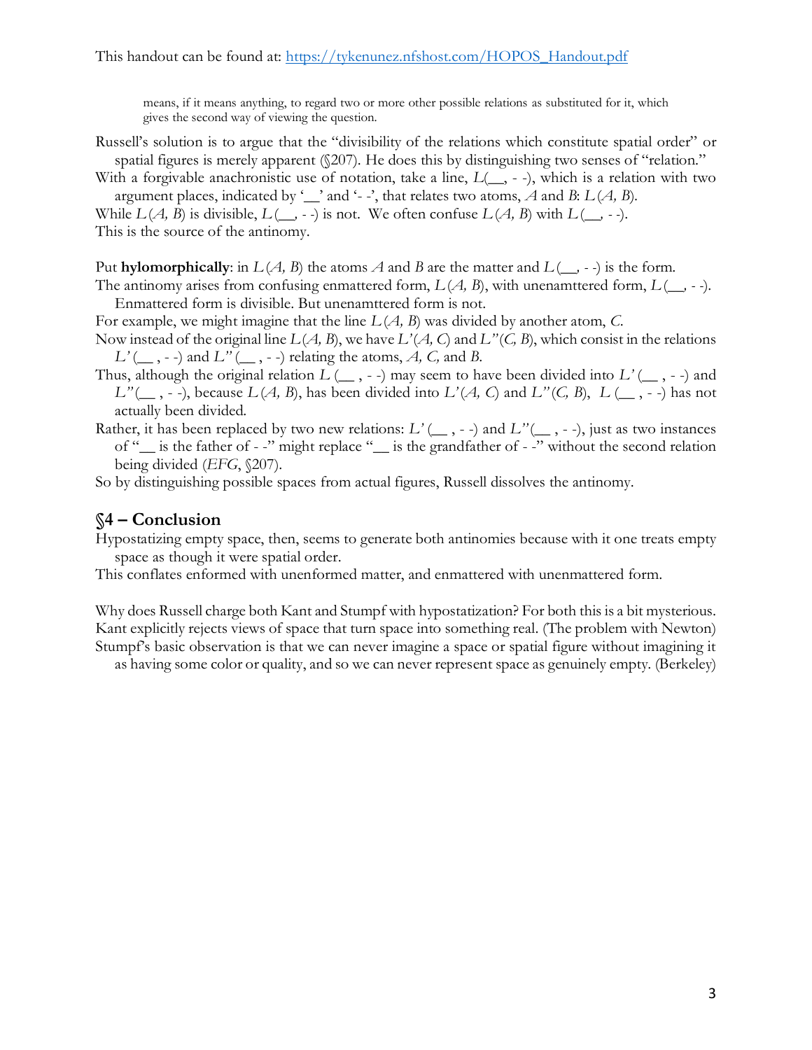This handout can be found at: https://tykenunez.nfshost.com/HOPOS_Handout.pdf

> means, if it means anything, to regard two or more other possible relations as substituted for it, which gives the second way of viewing the question.

Russell's solution is to argue that the "divisibility of the relations which constitute spatial order" or spatial figures is merely apparent (§207). He does this by distinguishing two senses of "relation."

With a forgivable anachronistic use of notation, take a line, *L*(__, - -), which is a relation with two argument places, indicated by '__' and '- -', that relates two atoms, *A* and *B*: *L*(*A, B*).

While *L*(*A, B*) is divisible, *L*(__, - -) is not. We often confuse *L*(*A, B*) with *L*(__, - -).

This is the source of the antinomy.

Put **hylomorphically**: in *L*(*A, B*) the atoms *A* and *B* are the matter and *L*(__, - -) is the form.

The antinomy arises from confusing enmattered form, *L*(*A, B*), with unenamttered form, *L*(__, - -). Enmattered form is divisible. But unenamttered form is not.

For example, we might imagine that the line *L*(*A, B*) was divided by another atom, *C*.

Now instead of the original line *L*(*A, B*), we have *L'*(*A, C*) and *L"*(*C, B*), which consist in the relations *L'*(__ , - -) and *L"*(__ , - -) relating the atoms, *A, C,* and *B*.

Thus, although the original relation *L* (__ , - -) may seem to have been divided into *L'*(__ , - -) and *L"*(__ , - -), because *L*(*A, B*), has been divided into *L'*(*A, C*) and *L"*(*C, B*), *L* (__ , - -) has not actually been divided.

Rather, it has been replaced by two new relations: *L'*(__ , - -) and *L"*(__ , - -), just as two instances of "__ is the father of - -" might replace "__ is the grandfather of - -" without the second relation being divided (*EFG*, §207).

So by distinguishing possible spaces from actual figures, Russell dissolves the antinomy.

## §4 – Conclusion

Hypostatizing empty space, then, seems to generate both antinomies because with it one treats empty space as though it were spatial order.

This conflates enformed with unenformed matter, and enmattered with unenmattered form.

Why does Russell charge both Kant and Stumpf with hypostatization? For both this is a bit mysterious.

Kant explicitly rejects views of space that turn space into something real. (The problem with Newton)

Stumpf's basic observation is that we can never imagine a space or spatial figure without imagining it as having some color or quality, and so we can never represent space as genuinely empty. (Berkeley)